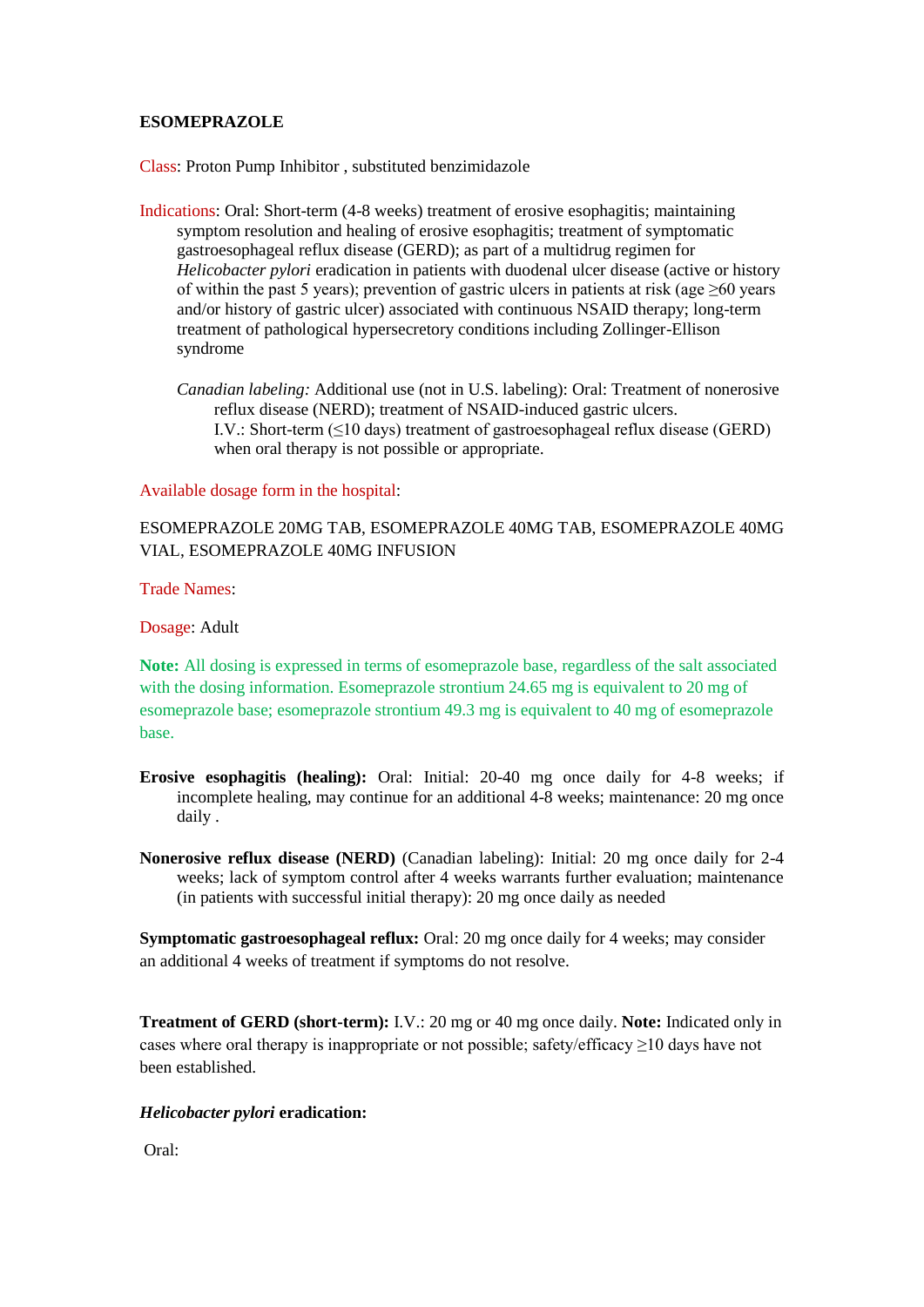**ESOMEPRAZOLE**

Class: Proton Pump Inhibitor , substituted benzimidazole

Indications: Oral: Short-term (4-8 weeks) treatment of erosive esophagitis; maintaining symptom resolution and healing of erosive esophagitis; treatment of symptomatic gastroesophageal reflux disease (GERD); as part of a multidrug regimen for *Helicobacter pylori* eradication in patients with duodenal ulcer disease (active or history of within the past 5 years); prevention of gastric ulcers in patients at risk (age ≥60 years and/or history of gastric ulcer) associated with continuous NSAID therapy; long-term treatment of pathological hypersecretory conditions including Zollinger-Ellison syndrome

*Canadian labeling:* Additional use (not in U.S. labeling): Oral: Treatment of nonerosive reflux disease (NERD); treatment of NSAID-induced gastric ulcers.
I.V.: Short-term (≤10 days) treatment of gastroesophageal reflux disease (GERD) when oral therapy is not possible or appropriate.

Available dosage form in the hospital:

ESOMEPRAZOLE 20MG TAB, ESOMEPRAZOLE 40MG TAB, ESOMEPRAZOLE 40MG VIAL, ESOMEPRAZOLE 40MG INFUSION

Trade Names:

Dosage: Adult

**Note:** All dosing is expressed in terms of esomeprazole base, regardless of the salt associated with the dosing information. Esomeprazole strontium 24.65 mg is equivalent to 20 mg of esomeprazole base; esomeprazole strontium 49.3 mg is equivalent to 40 mg of esomeprazole base.

**Erosive esophagitis (healing):** Oral: Initial: 20-40 mg once daily for 4-8 weeks; if incomplete healing, may continue for an additional 4-8 weeks; maintenance: 20 mg once daily .

**Nonerosive reflux disease (NERD)** (Canadian labeling): Initial: 20 mg once daily for 2-4 weeks; lack of symptom control after 4 weeks warrants further evaluation; maintenance (in patients with successful initial therapy): 20 mg once daily as needed

**Symptomatic gastroesophageal reflux:** Oral: 20 mg once daily for 4 weeks; may consider an additional 4 weeks of treatment if symptoms do not resolve.

**Treatment of GERD (short-term):** I.V.: 20 mg or 40 mg once daily. **Note:** Indicated only in cases where oral therapy is inappropriate or not possible; safety/efficacy ≥10 days have not been established.

***Helicobacter pylori* eradication:**

Oral: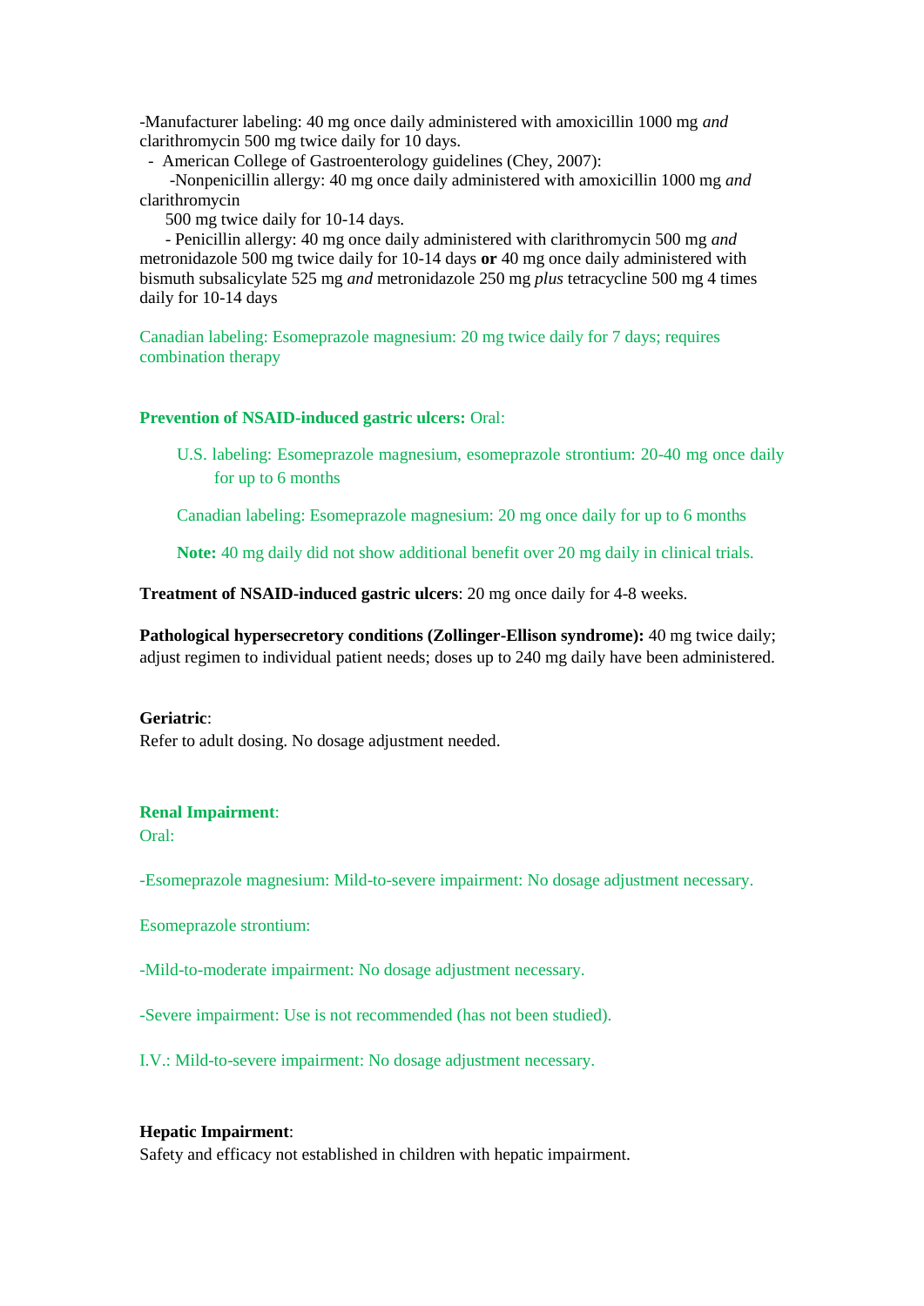-Manufacturer labeling: 40 mg once daily administered with amoxicillin 1000 mg *and* clarithromycin 500 mg twice daily for 10 days.

- American College of Gastroenterology guidelines (Chey, 2007):
  - Nonpenicillin allergy: 40 mg once daily administered with amoxicillin 1000 mg *and* clarithromycin 500 mg twice daily for 10-14 days.
  - Penicillin allergy: 40 mg once daily administered with clarithromycin 500 mg *and* metronidazole 500 mg twice daily for 10-14 days **or** 40 mg once daily administered with bismuth subsalicylate 525 mg *and* metronidazole 250 mg *plus* tetracycline 500 mg 4 times daily for 10-14 days

Canadian labeling: Esomeprazole magnesium: 20 mg twice daily for 7 days; requires combination therapy

**Prevention of NSAID-induced gastric ulcers:** Oral:

U.S. labeling: Esomeprazole magnesium, esomeprazole strontium: 20-40 mg once daily for up to 6 months

Canadian labeling: Esomeprazole magnesium: 20 mg once daily for up to 6 months

**Note:** 40 mg daily did not show additional benefit over 20 mg daily in clinical trials.

**Treatment of NSAID-induced gastric ulcers**: 20 mg once daily for 4-8 weeks.

**Pathological hypersecretory conditions (Zollinger-Ellison syndrome):** 40 mg twice daily; adjust regimen to individual patient needs; doses up to 240 mg daily have been administered.

**Geriatric**:
Refer to adult dosing. No dosage adjustment needed.

**Renal Impairment**:
Oral:

-Esomeprazole magnesium: Mild-to-severe impairment: No dosage adjustment necessary.

Esomeprazole strontium:

-Mild-to-moderate impairment: No dosage adjustment necessary.

-Severe impairment: Use is not recommended (has not been studied).

I.V.: Mild-to-severe impairment: No dosage adjustment necessary.

**Hepatic Impairment**:
Safety and efficacy not established in children with hepatic impairment.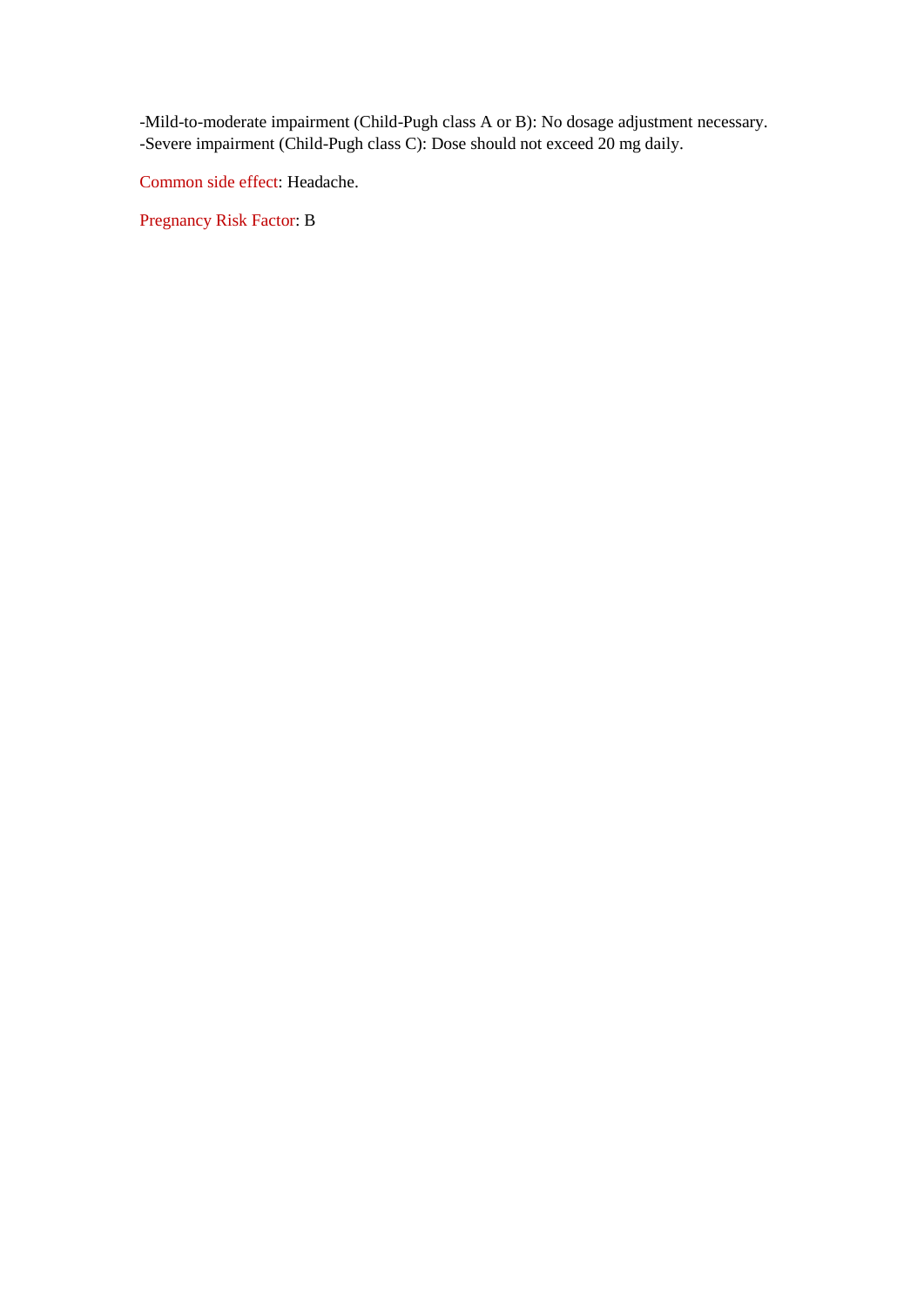-Mild-to-moderate impairment (Child-Pugh class A or B): No dosage adjustment necessary.
-Severe impairment (Child-Pugh class C): Dose should not exceed 20 mg daily.

Common side effect: Headache.

Pregnancy Risk Factor: B